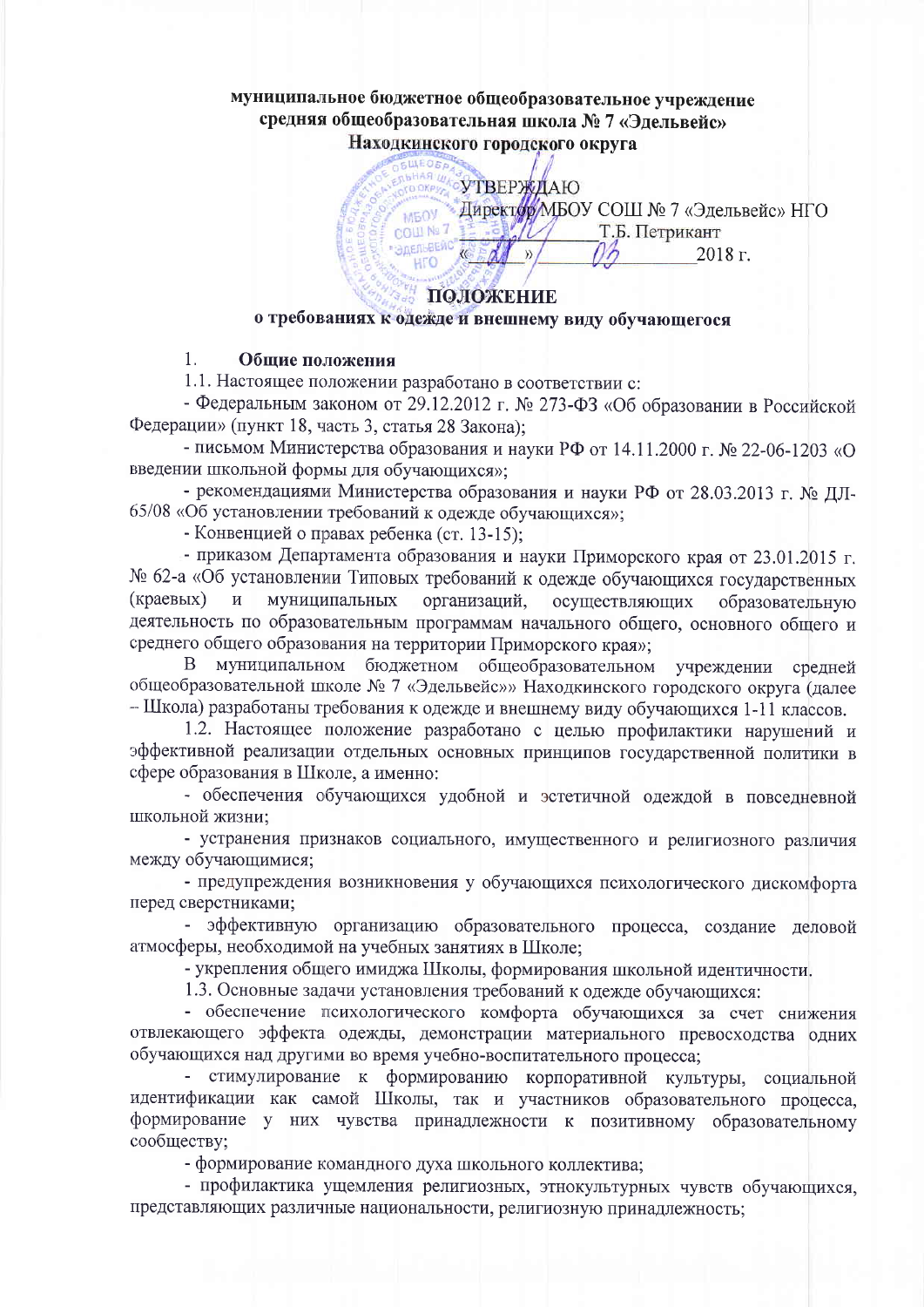**муниципальное бюджетное общеобразовательное учреждение**
**средняя общеобразовательная школа № 7 «Эдельвейс»**
**Находкинского городского округа**

УТВЕРЖДАЮ
Директор МБОУ СОШ № 7 «Эдельвейс» НГО
\_\_\_\_\_\_\_\_\_\_\_\_\_\_ Т.Б. Петрикант
«\_\_\_»\_\_\_\_\_\_\_\_\_\_\_\_\_ 2018 г.

# ПОЛОЖЕНИЕ
## о требованиях к одежде и внешнему виду обучающегося

1. **Общие положения**

1.1. Настоящее положении разработано в соответствии с:

- Федеральным законом от 29.12.2012 г. № 273-ФЗ «Об образовании в Российской Федерации» (пункт 18, часть 3, статья 28 Закона);
- письмом Министерства образования и науки РФ от 14.11.2000 г. № 22-06-1203 «О введении школьной формы для обучающихся»;
- рекомендациями Министерства образования и науки РФ от 28.03.2013 г. № ДЛ-65/08 «Об установлении требований к одежде обучающихся»;
- Конвенцией о правах ребенка (ст. 13-15);
- приказом Департамента образования и науки Приморского края от 23.01.2015 г. № 62-а «Об установлении Типовых требований к одежде обучающихся государственных (краевых) и муниципальных организаций, осуществляющих образовательную деятельность по образовательным программам начального общего, основного общего и среднего общего образования на территории Приморского края»;

В муниципальном бюджетном общеобразовательном учреждении средней общеобразовательной школе № 7 «Эдельвейс»» Находкинского городского округа (далее – Школа) разработаны требования к одежде и внешнему виду обучающихся 1-11 классов.

1.2. Настоящее положение разработано с целью профилактики нарушений и эффективной реализации отдельных основных принципов государственной политики в сфере образования в Школе, а именно:

- обеспечения обучающихся удобной и эстетичной одеждой в повседневной школьной жизни;
- устранения признаков социального, имущественного и религиозного различия между обучающимися;
- предупреждения возникновения у обучающихся психологического дискомфорта перед сверстниками;
- эффективную организацию образовательного процесса, создание деловой атмосферы, необходимой на учебных занятиях в Школе;
- укрепления общего имиджа Школы, формирования школьной идентичности.

1.3. Основные задачи установления требований к одежде обучающихся:

- обеспечение психологического комфорта обучающихся за счет снижения отвлекающего эффекта одежды, демонстрации материального превосходства одних обучающихся над другими во время учебно-воспитательного процесса;
- стимулирование к формированию корпоративной культуры, социальной идентификации как самой Школы, так и участников образовательного процесса, формирование у них чувства принадлежности к позитивному образовательному сообществу;
- формирование командного духа школьного коллектива;
- профилактика ущемления религиозных, этнокультурных чувств обучающихся, представляющих различные национальности, религиозную принадлежность;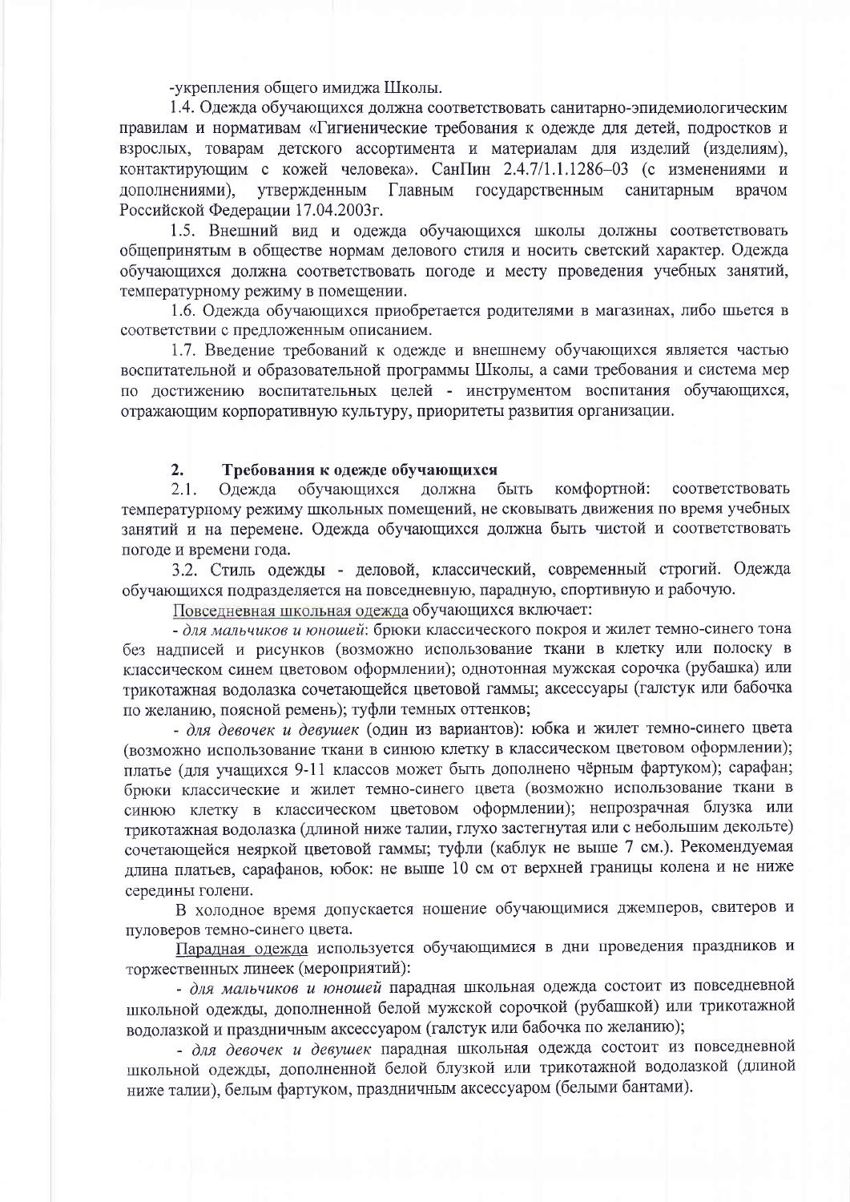-укрепления общего имиджа Школы.

1.4. Одежда обучающихся должна соответствовать санитарно-эпидемиологическим правилам и нормативам «Гигиенические требования к одежде для детей, подростков и взрослых, товарам детского ассортимента и материалам для изделий (изделиям), контактирующим с кожей человека». СанПин 2.4.7/1.1.1286–03 (с изменениями и дополнениями), утвержденным Главным государственным санитарным врачом Российской Федерации 17.04.2003г.

1.5. Внешний вид и одежда обучающихся школы должны соответствовать общепринятым в обществе нормам делового стиля и носить светский характер. Одежда обучающихся должна соответствовать погоде и месту проведения учебных занятий, температурному режиму в помещении.

1.6. Одежда обучающихся приобретается родителями в магазинах, либо шьется в соответствии с предложенным описанием.

1.7. Введение требований к одежде и внешнему обучающихся является частью воспитательной и образовательной программы Школы, а сами требования и система мер по достижению воспитательных целей - инструментом воспитания обучающихся, отражающим корпоративную культуру, приоритеты развития организации.

## 2. Требования к одежде обучающихся

2.1. Одежда обучающихся должна быть комфортной: соответствовать температурному режиму школьных помещений, не сковывать движения по время учебных занятий и на перемене. Одежда обучающихся должна быть чистой и соответствовать погоде и времени года.

3.2. Стиль одежды - деловой, классический, современный строгий. Одежда обучающихся подразделяется на повседневную, парадную, спортивную и рабочую.

Повседневная школьная одежда обучающихся включает:

- *для мальчиков и юношей*: брюки классического покроя и жилет темно-синего тона без надписей и рисунков (возможно использование ткани в клетку или полоску в классическом синем цветовом оформлении); однотонная мужская сорочка (рубашка) или трикотажная водолазка сочетающейся цветовой гаммы; аксессуары (галстук или бабочка по желанию, поясной ремень); туфли темных оттенков;

- *для девочек и девушек* (один из вариантов): юбка и жилет темно-синего цвета (возможно использование ткани в синюю клетку в классическом цветовом оформлении); платье (для учащихся 9-11 классов может быть дополнено чёрным фартуком); сарафан; брюки классические и жилет темно-синего цвета (возможно использование ткани в синюю клетку в классическом цветовом оформлении); непрозрачная блузка или трикотажная водолазка (длиной ниже талии, глухо застегнутая или с небольшим декольте) сочетающейся неяркой цветовой гаммы; туфли (каблук не выше 7 см.). Рекомендуемая длина платьев, сарафанов, юбок: не выше 10 см от верхней границы колена и не ниже середины голени.

В холодное время допускается ношение обучающимися джемперов, свитеров и пуловеров темно-синего цвета.

Парадная одежда используется обучающимися в дни проведения праздников и торжественных линеек (мероприятий):

- *для мальчиков и юношей* парадная школьная одежда состоит из повседневной школьной одежды, дополненной белой мужской сорочкой (рубашкой) или трикотажной водолазкой и праздничным аксессуаром (галстук или бабочка по желанию);

- *для девочек и девушек* парадная школьная одежда состоит из повседневной школьной одежды, дополненной белой блузкой или трикотажной водолазкой (длиной ниже талии), белым фартуком, праздничным аксессуаром (белыми бантами).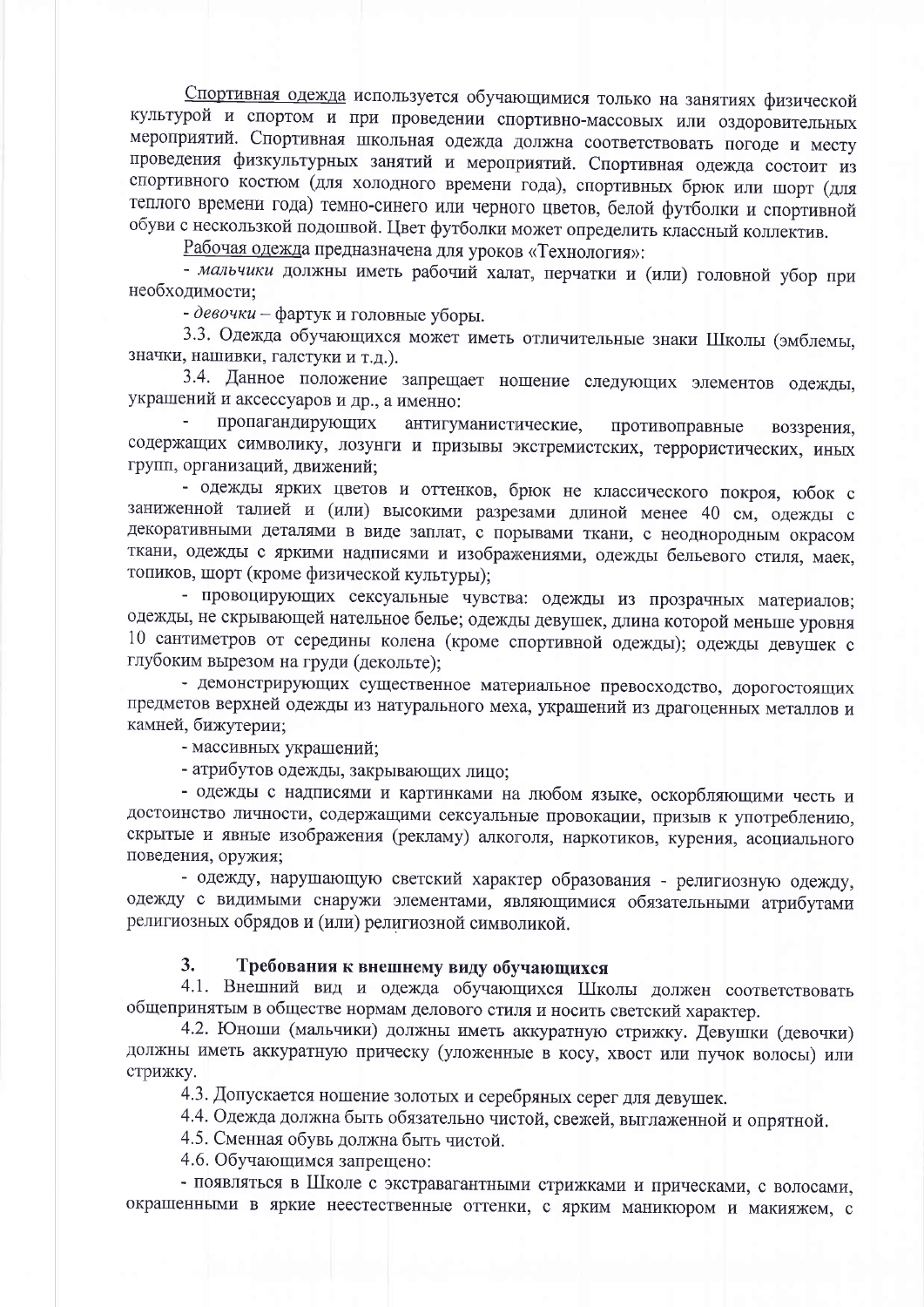Спортивная одежда используется обучающимися только на занятиях физической культурой и спортом и при проведении спортивно-массовых или оздоровительных мероприятий. Спортивная школьная одежда должна соответствовать погоде и месту проведения физкультурных занятий и мероприятий. Спортивная одежда состоит из спортивного костюм (для холодного времени года), спортивных брюк или шорт (для теплого времени года) темно-синего или черного цветов, белой футболки и спортивной обуви с нескользкой подошвой. Цвет футболки может определить классный коллектив.

Рабочая одежда предназначена для уроков «Технология»:

- *мальчики* должны иметь рабочий халат, перчатки и (или) головной убор при необходимости;
- *девочки* – фартук и головные уборы.

3.3. Одежда обучающихся может иметь отличительные знаки Школы (эмблемы, значки, нашивки, галстуки и т.д.).

3.4. Данное положение запрещает ношение следующих элементов одежды, украшений и аксессуаров и др., а именно:

- пропагандирующих антигуманистические, противоправные воззрения, содержащих символику, лозунги и призывы экстремистских, террористических, иных групп, организаций, движений;
- одежды ярких цветов и оттенков, брюк не классического покроя, юбок с заниженной талией и (или) высокими разрезами длиной менее 40 см, одежды с декоративными деталями в виде заплат, с порывами ткани, с неоднородным окрасом ткани, одежды с яркими надписями и изображениями, одежды бельевого стиля, маек, топиков, шорт (кроме физической культуры);
- провоцирующих сексуальные чувства: одежды из прозрачных материалов; одежды, не скрывающей нательное белье; одежды девушек, длина которой меньше уровня 10 сантиметров от середины колена (кроме спортивной одежды); одежды девушек с глубоким вырезом на груди (декольте);
- демонстрирующих существенное материальное превосходство, дорогостоящих предметов верхней одежды из натурального меха, украшений из драгоценных металлов и камней, бижутерии;
- массивных украшений;
- атрибутов одежды, закрывающих лицо;
- одежды с надписями и картинками на любом языке, оскорбляющими честь и достоинство личности, содержащими сексуальные провокации, призыв к употреблению, скрытые и явные изображения (рекламу) алкоголя, наркотиков, курения, асоциального поведения, оружия;
- одежду, нарушающую светский характер образования - религиозную одежду, одежду с видимыми снаружи элементами, являющимися обязательными атрибутами религиозных обрядов и (или) религиозной символикой.

## 3. Требования к внешнему виду обучающихся

4.1. Внешний вид и одежда обучающихся Школы должен соответствовать общепринятым в обществе нормам делового стиля и носить светский характер.

4.2. Юноши (мальчики) должны иметь аккуратную стрижку. Девушки (девочки) должны иметь аккуратную прическу (уложенные в косу, хвост или пучок волосы) или стрижку.

4.3. Допускается ношение золотых и серебряных серег для девушек.

4.4. Одежда должна быть обязательно чистой, свежей, выглаженной и опрятной.

4.5. Сменная обувь должна быть чистой.

4.6. Обучающимся запрещено:

- появляться в Школе с экстравагантными стрижками и прическами, с волосами, окрашенными в яркие неестественные оттенки, с ярким маникюром и макияжем, с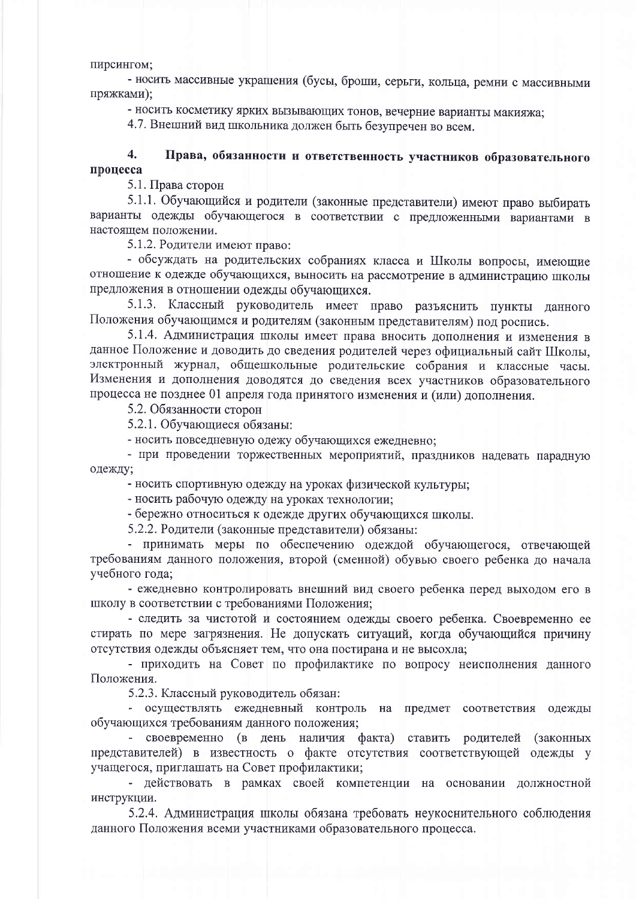пирсингом;

- носить массивные украшения (бусы, броши, серьги, кольца, ремни с массивными пряжками);
- носить косметику ярких вызывающих тонов, вечерние варианты макияжа;

4.7. Внешний вид школьника должен быть безупречен во всем.

## 4. Права, обязанности и ответственность участников образовательного процесса

5.1. Права сторон

5.1.1. Обучающийся и родители (законные представители) имеют право выбирать варианты одежды обучающегося в соответствии с предложенными вариантами в настоящем положении.

5.1.2. Родители имеют право:

- обсуждать на родительских собраниях класса и Школы вопросы, имеющие отношение к одежде обучающихся, выносить на рассмотрение в администрацию школы предложения в отношении одежды обучающихся.

5.1.3. Классный руководитель имеет право разъяснить пункты данного Положения обучающимся и родителям (законным представителям) под роспись.

5.1.4. Администрация школы имеет права вносить дополнения и изменения в данное Положение и доводить до сведения родителей через официальный сайт Школы, электронный журнал, общешкольные родительские собрания и классные часы. Изменения и дополнения доводятся до сведения всех участников образовательного процесса не позднее 01 апреля года принятого изменения и (или) дополнения.

5.2. Обязанности сторон

5.2.1. Обучающиеся обязаны:

- носить повседневную одежу обучающихся ежедневно;
- при проведении торжественных мероприятий, праздников надевать парадную одежду;
- носить спортивную одежду на уроках физической культуры;
- носить рабочую одежду на уроках технологии;
- бережно относиться к одежде других обучающихся школы.

5.2.2. Родители (законные представители) обязаны:

- принимать меры по обеспечению одеждой обучающегося, отвечающей требованиям данного положения, второй (сменной) обувью своего ребенка до начала учебного года;
- ежедневно контролировать внешний вид своего ребенка перед выходом его в школу в соответствии с требованиями Положения;
- следить за чистотой и состоянием одежды своего ребенка. Своевременно ее стирать по мере загрязнения. Не допускать ситуаций, когда обучающийся причину отсутствия одежды объясняет тем, что она постирана и не высохла;
- приходить на Совет по профилактике по вопросу неисполнения данного Положения.

5.2.3. Классный руководитель обязан:

- осуществлять ежедневный контроль на предмет соответствия одежды обучающихся требованиям данного положения;
- своевременно (в день наличия факта) ставить родителей (законных представителей) в известность о факте отсутствия соответствующей одежды у учащегося, приглашать на Совет профилактики;
- действовать в рамках своей компетенции на основании должностной инструкции.

5.2.4. Администрация школы обязана требовать неукоснительного соблюдения данного Положения всеми участниками образовательного процесса.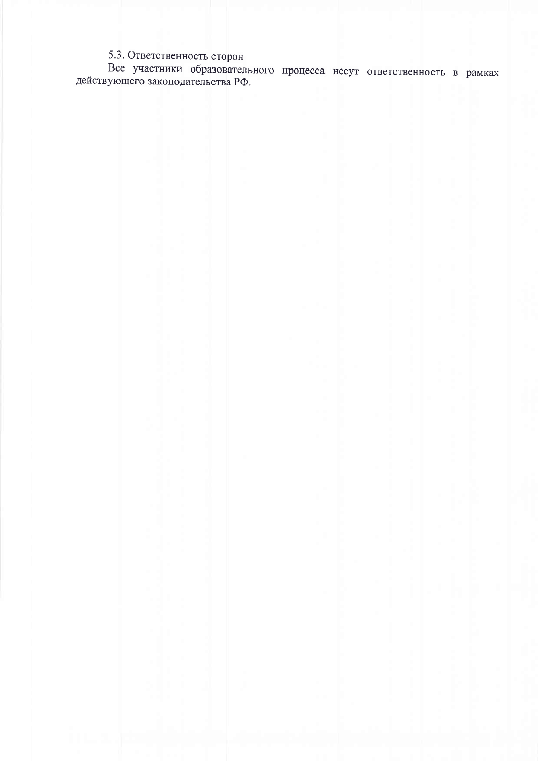5.3. Ответственность сторон

Все участники образовательного процесса несут ответственность в рамках действующего законодательства РФ.